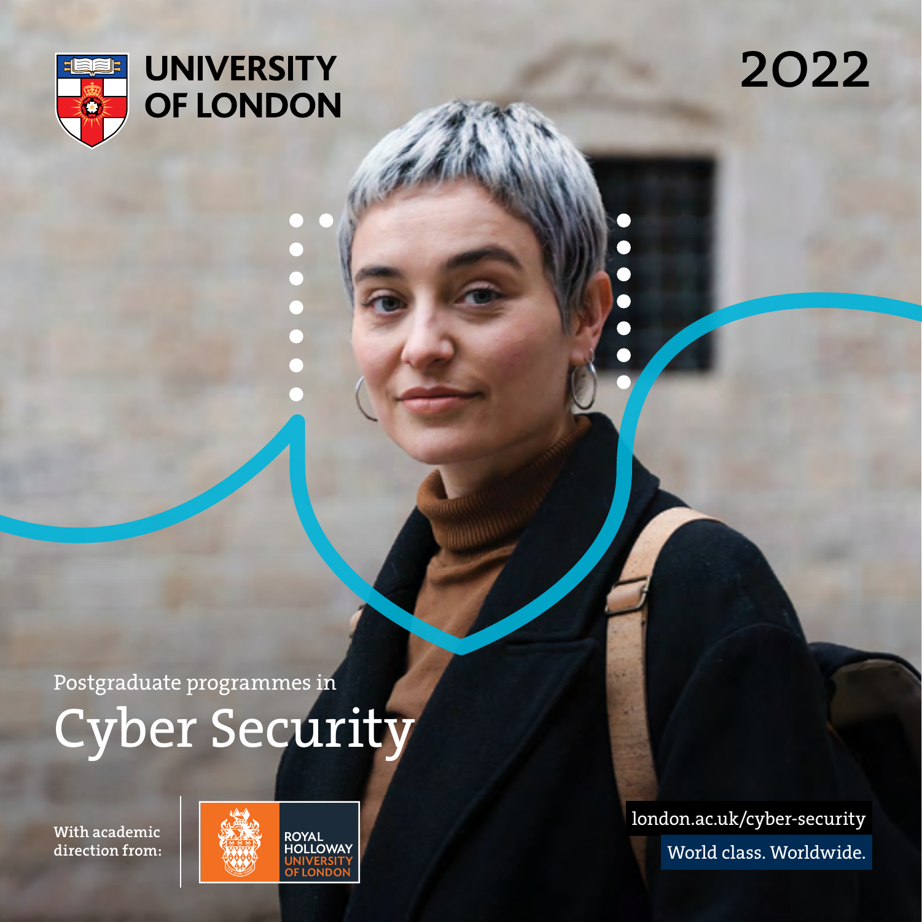UNIVERSITY OF LONDON

2022

Postgraduate programmes in

# Cyber Security

With academic direction from:

ROYAL HOLLOWAY UNIVERSITY OF LONDON

london.ac.uk/cyber-security

World class. Worldwide.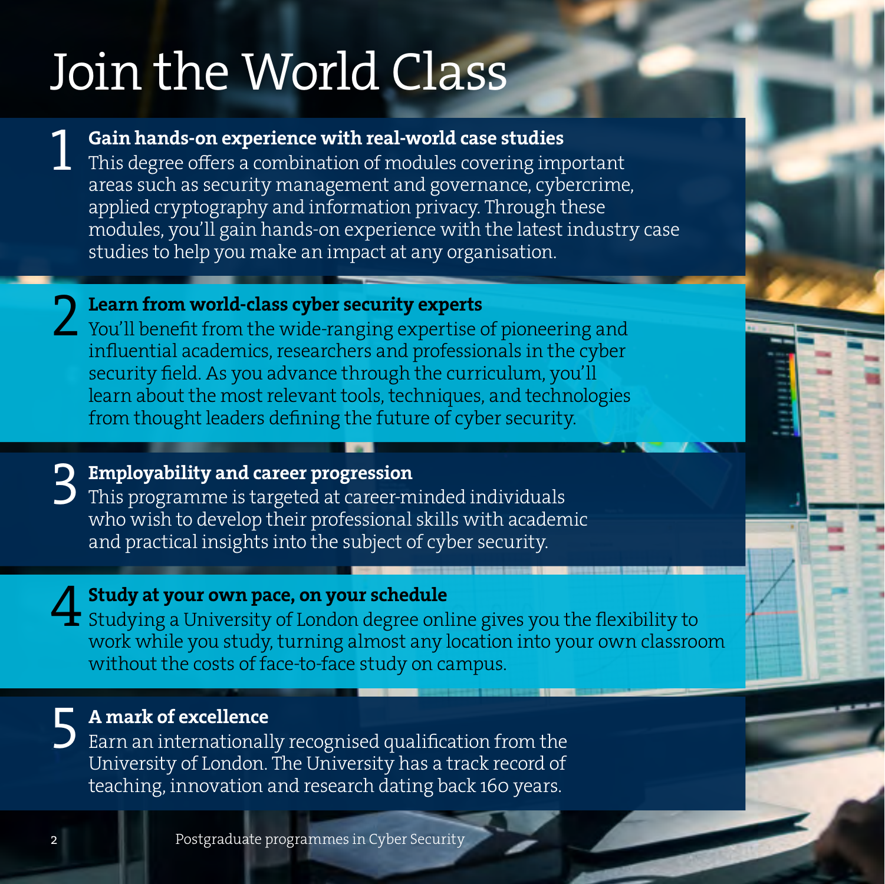# Join the World Class

## 1 Gain hands-on experience with real-world case studies

This degree offers a combination of modules covering important areas such as security management and governance, cybercrime, applied cryptography and information privacy. Through these modules, you'll gain hands-on experience with the latest industry case studies to help you make an impact at any organisation.

## 2 Learn from world-class cyber security experts

You'll benefit from the wide-ranging expertise of pioneering and influential academics, researchers and professionals in the cyber security field. As you advance through the curriculum, you'll learn about the most relevant tools, techniques, and technologies from thought leaders defining the future of cyber security.

## 3 Employability and career progression

This programme is targeted at career-minded individuals who wish to develop their professional skills with academic and practical insights into the subject of cyber security.

## 4 Study at your own pace, on your schedule

Studying a University of London degree online gives you the flexibility to work while you study, turning almost any location into your own classroom without the costs of face-to-face study on campus.

## 5 A mark of excellence

Earn an internationally recognised qualification from the University of London. The University has a track record of teaching, innovation and research dating back 160 years.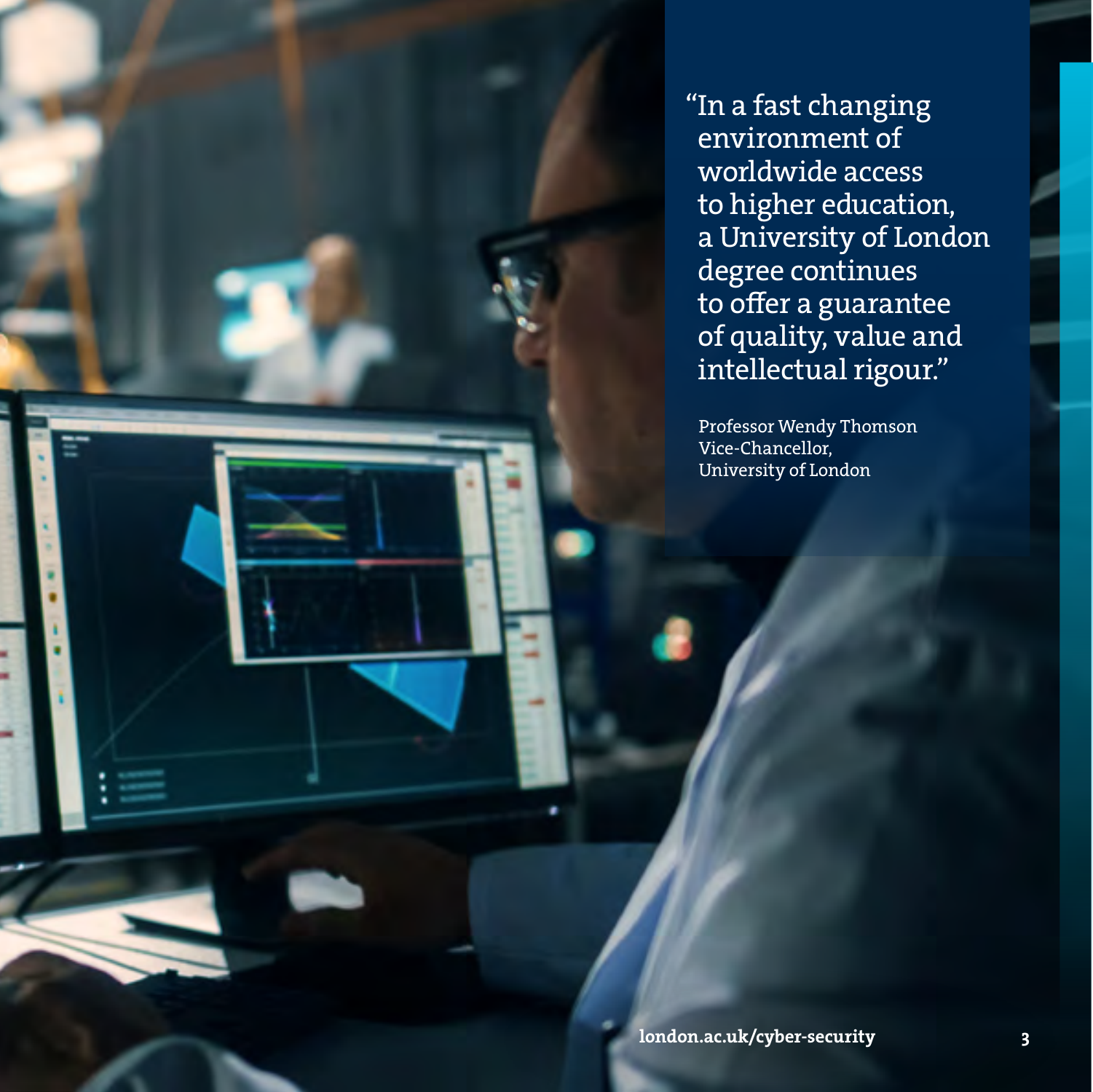> "In a fast changing environment of worldwide access to higher education, a University of London degree continues to offer a guarantee of quality, value and intellectual rigour."

Professor Wendy Thomson
Vice-Chancellor,
University of London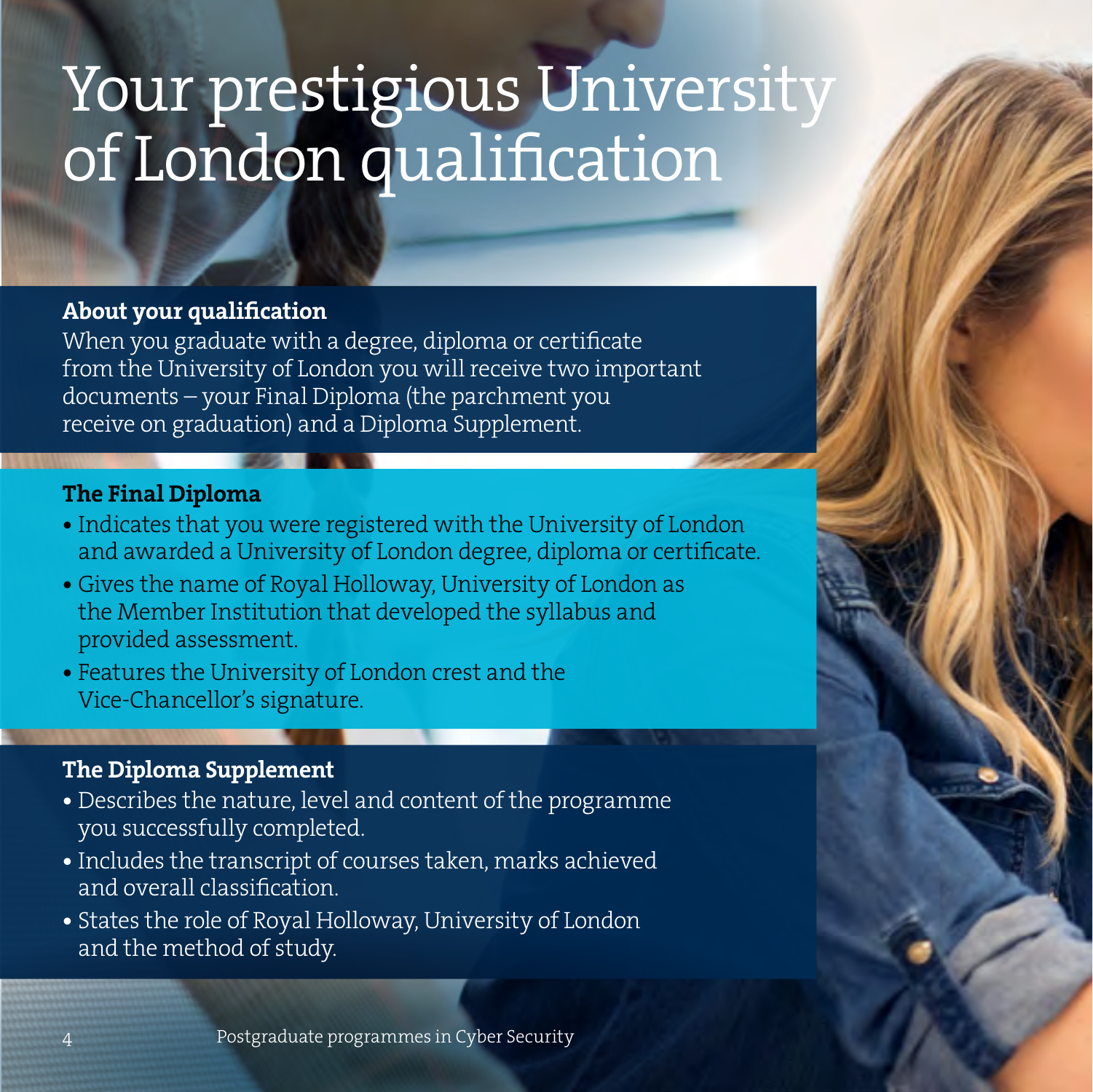# Your prestigious University of London qualification

## About your qualification

When you graduate with a degree, diploma or certificate from the University of London you will receive two important documents – your Final Diploma (the parchment you receive on graduation) and a Diploma Supplement.

## The Final Diploma

- Indicates that you were registered with the University of London and awarded a University of London degree, diploma or certificate.
- Gives the name of Royal Holloway, University of London as the Member Institution that developed the syllabus and provided assessment.
- Features the University of London crest and the Vice-Chancellor's signature.

## The Diploma Supplement

- Describes the nature, level and content of the programme you successfully completed.
- Includes the transcript of courses taken, marks achieved and overall classification.
- States the role of Royal Holloway, University of London and the method of study.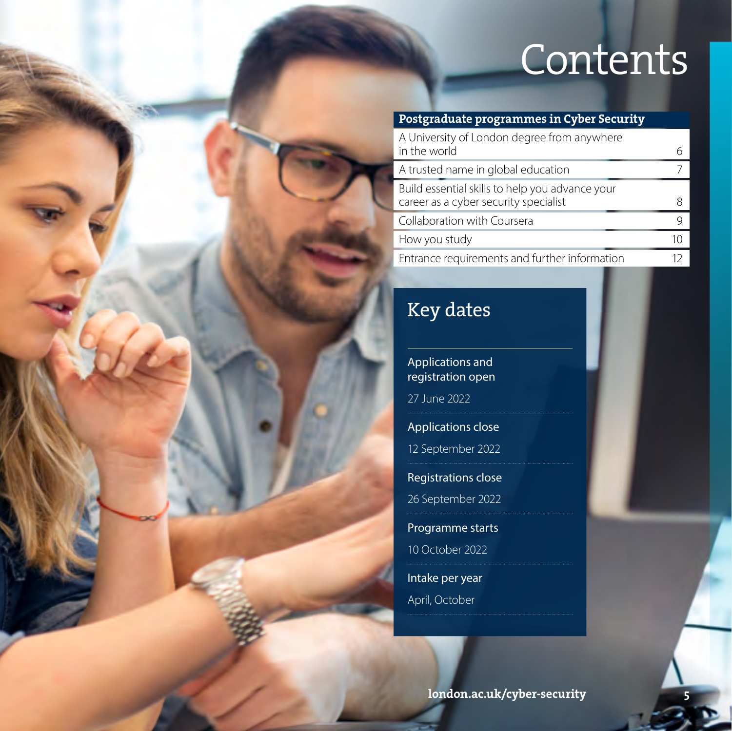# Contents

| Postgraduate programmes in Cyber Security | |
|---|---|
| A University of London degree from anywhere in the world | 6 |
| A trusted name in global education | 7 |
| Build essential skills to help you advance your career as a cyber security specialist | 8 |
| Collaboration with Coursera | 9 |
| How you study | 10 |
| Entrance requirements and further information | 12 |

## Key dates

**Applications and registration open**

27 June 2022

**Applications close**

12 September 2022

**Registrations close**

26 September 2022

**Programme starts**

10 October 2022

**Intake per year**

April, October

**london.ac.uk/cyber-security**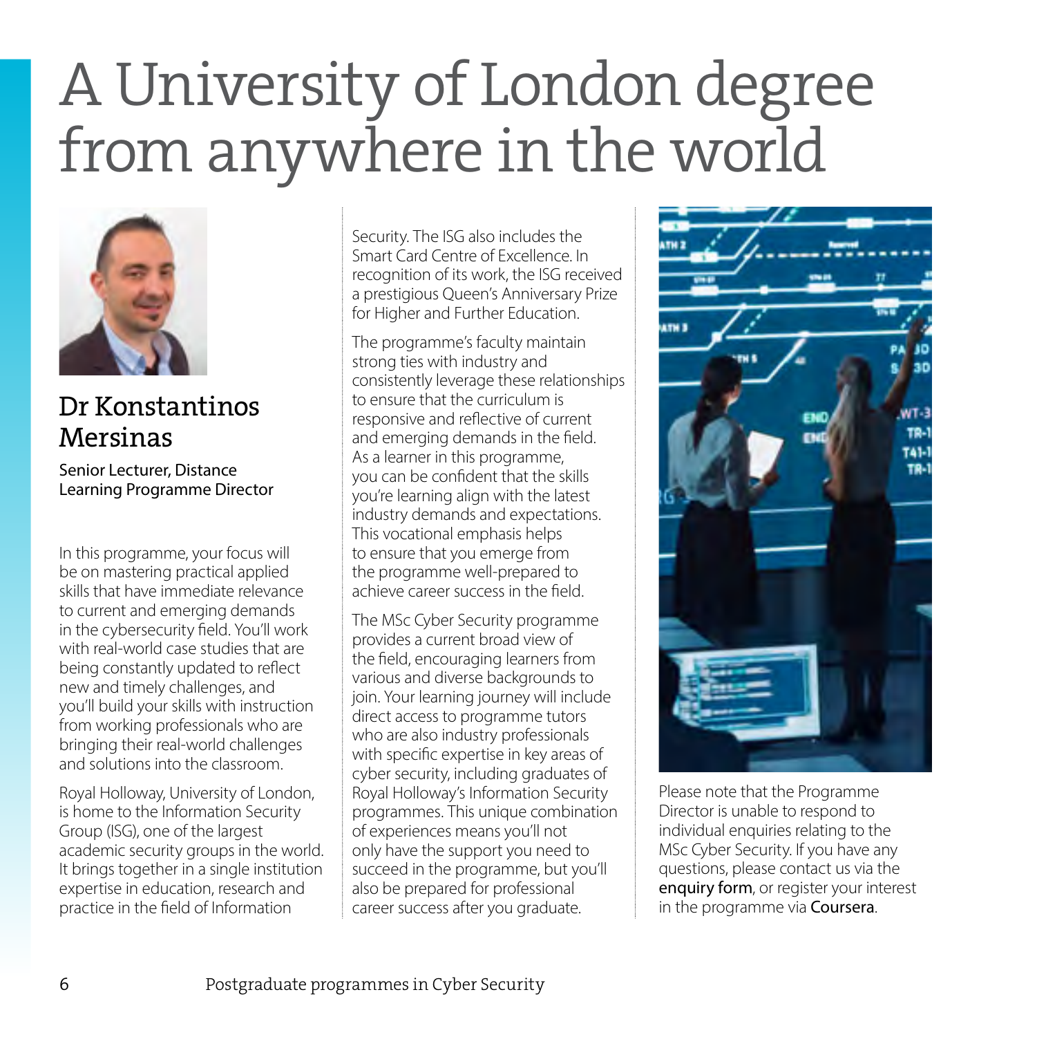# A University of London degree from anywhere in the world

## Dr Konstantinos Mersinas

Senior Lecturer, Distance Learning Programme Director

In this programme, your focus will be on mastering practical applied skills that have immediate relevance to current and emerging demands in the cybersecurity field. You'll work with real-world case studies that are being constantly updated to reflect new and timely challenges, and you'll build your skills with instruction from working professionals who are bringing their real-world challenges and solutions into the classroom.

Royal Holloway, University of London, is home to the Information Security Group (ISG), one of the largest academic security groups in the world. It brings together in a single institution expertise in education, research and practice in the field of Information Security. The ISG also includes the Smart Card Centre of Excellence. In recognition of its work, the ISG received a prestigious Queen's Anniversary Prize for Higher and Further Education.

The programme's faculty maintain strong ties with industry and consistently leverage these relationships to ensure that the curriculum is responsive and reflective of current and emerging demands in the field. As a learner in this programme, you can be confident that the skills you're learning align with the latest industry demands and expectations. This vocational emphasis helps to ensure that you emerge from the programme well-prepared to achieve career success in the field.

The MSc Cyber Security programme provides a current broad view of the field, encouraging learners from various and diverse backgrounds to join. Your learning journey will include direct access to programme tutors who are also industry professionals with specific expertise in key areas of cyber security, including graduates of Royal Holloway's Information Security programmes. This unique combination of experiences means you'll not only have the support you need to succeed in the programme, but you'll also be prepared for professional career success after you graduate.

Please note that the Programme Director is unable to respond to individual enquiries relating to the MSc Cyber Security. If you have any questions, please contact us via the **enquiry form**, or register your interest in the programme via **Coursera**.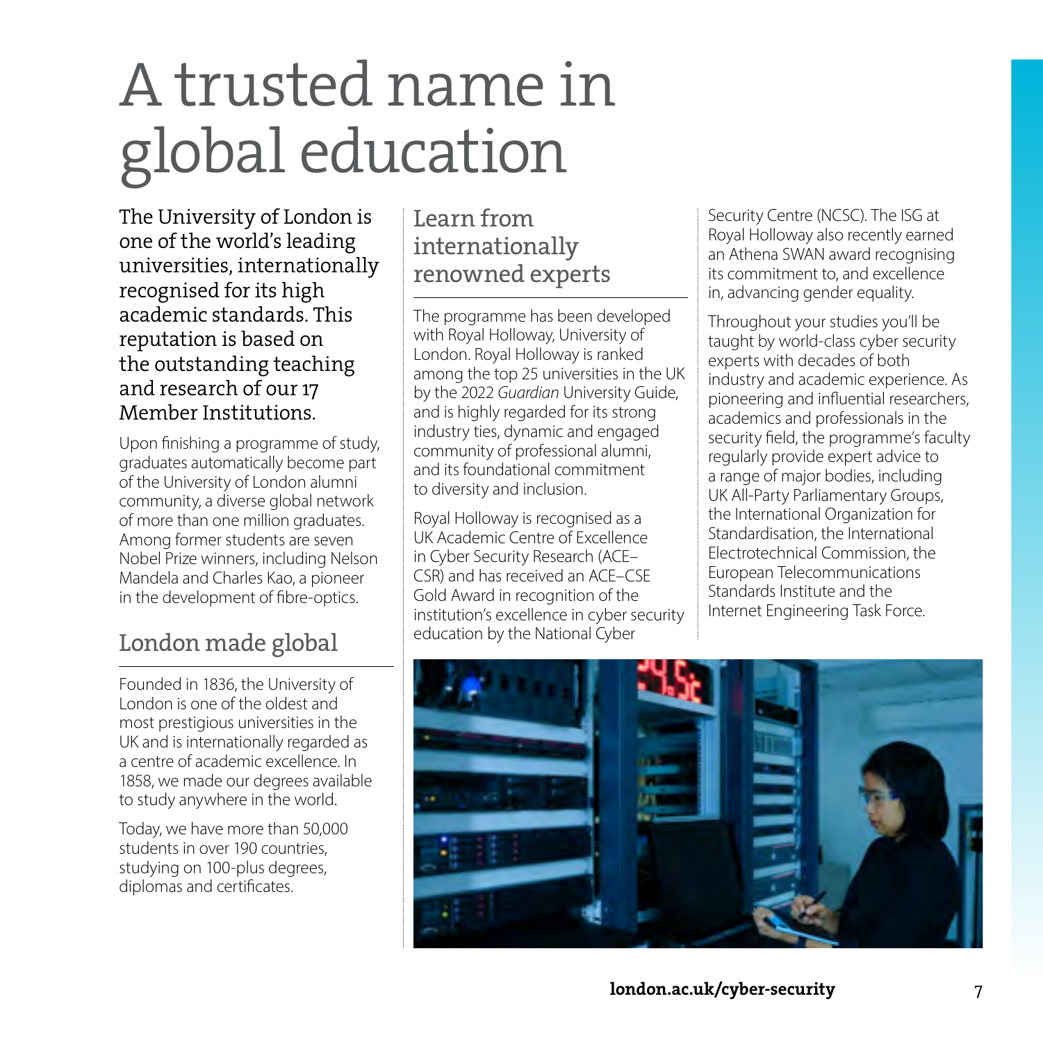# A trusted name in global education

The University of London is one of the world's leading universities, internationally recognised for its high academic standards. This reputation is based on the outstanding teaching and research of our 17 Member Institutions.

Upon finishing a programme of study, graduates automatically become part of the University of London alumni community, a diverse global network of more than one million graduates. Among former students are seven Nobel Prize winners, including Nelson Mandela and Charles Kao, a pioneer in the development of fibre-optics.

## London made global

Founded in 1836, the University of London is one of the oldest and most prestigious universities in the UK and is internationally regarded as a centre of academic excellence. In 1858, we made our degrees available to study anywhere in the world.

Today, we have more than 50,000 students in over 190 countries, studying on 100-plus degrees, diplomas and certificates.

## Learn from internationally renowned experts

The programme has been developed with Royal Holloway, University of London. Royal Holloway is ranked among the top 25 universities in the UK by the 2022 *Guardian* University Guide, and is highly regarded for its strong industry ties, dynamic and engaged community of professional alumni, and its foundational commitment to diversity and inclusion.

Royal Holloway is recognised as a UK Academic Centre of Excellence in Cyber Security Research (ACE–CSR) and has received an ACE–CSE Gold Award in recognition of the institution's excellence in cyber security education by the National Cyber Security Centre (NCSC). The ISG at Royal Holloway also recently earned an Athena SWAN award recognising its commitment to, and excellence in, advancing gender equality.

Throughout your studies you'll be taught by world-class cyber security experts with decades of both industry and academic experience. As pioneering and influential researchers, academics and professionals in the security field, the programme's faculty regularly provide expert advice to a range of major bodies, including UK All-Party Parliamentary Groups, the International Organization for Standardisation, the International Electrotechnical Commission, the European Telecommunications Standards Institute and the Internet Engineering Task Force.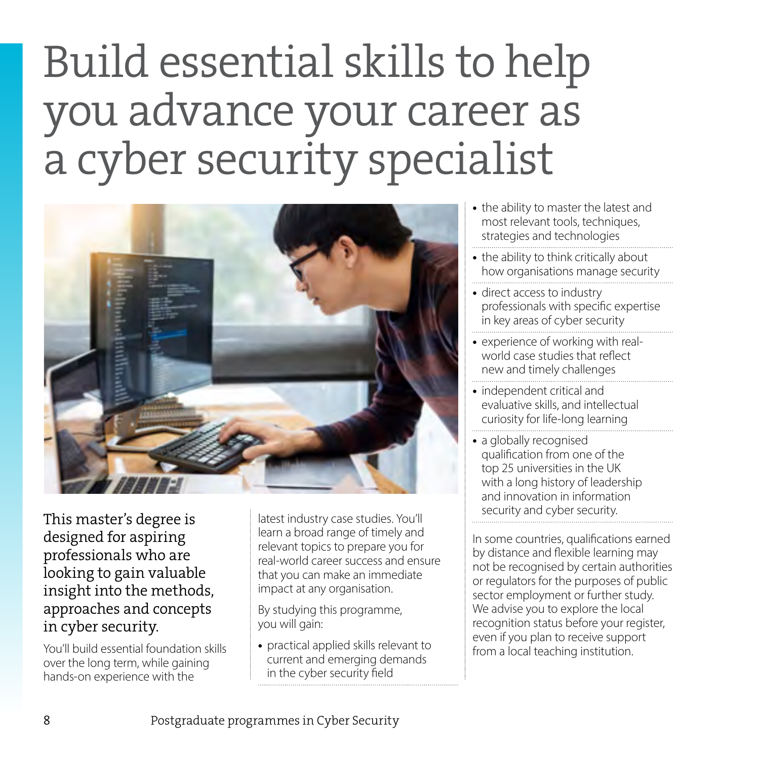# Build essential skills to help you advance your career as a cyber security specialist

This master's degree is designed for aspiring professionals who are looking to gain valuable insight into the methods, approaches and concepts in cyber security.

You'll build essential foundation skills over the long term, while gaining hands-on experience with the latest industry case studies. You'll learn a broad range of timely and relevant topics to prepare you for real-world career success and ensure that you can make an immediate impact at any organisation.

By studying this programme, you will gain:

- practical applied skills relevant to current and emerging demands in the cyber security field
- the ability to master the latest and most relevant tools, techniques, strategies and technologies
- the ability to think critically about how organisations manage security
- direct access to industry professionals with specific expertise in key areas of cyber security
- experience of working with real-world case studies that reflect new and timely challenges
- independent critical and evaluative skills, and intellectual curiosity for life-long learning
- a globally recognised qualification from one of the top 25 universities in the UK with a long history of leadership and innovation in information security and cyber security.

In some countries, qualifications earned by distance and flexible learning may not be recognised by certain authorities or regulators for the purposes of public sector employment or further study. We advise you to explore the local recognition status before your register, even if you plan to receive support from a local teaching institution.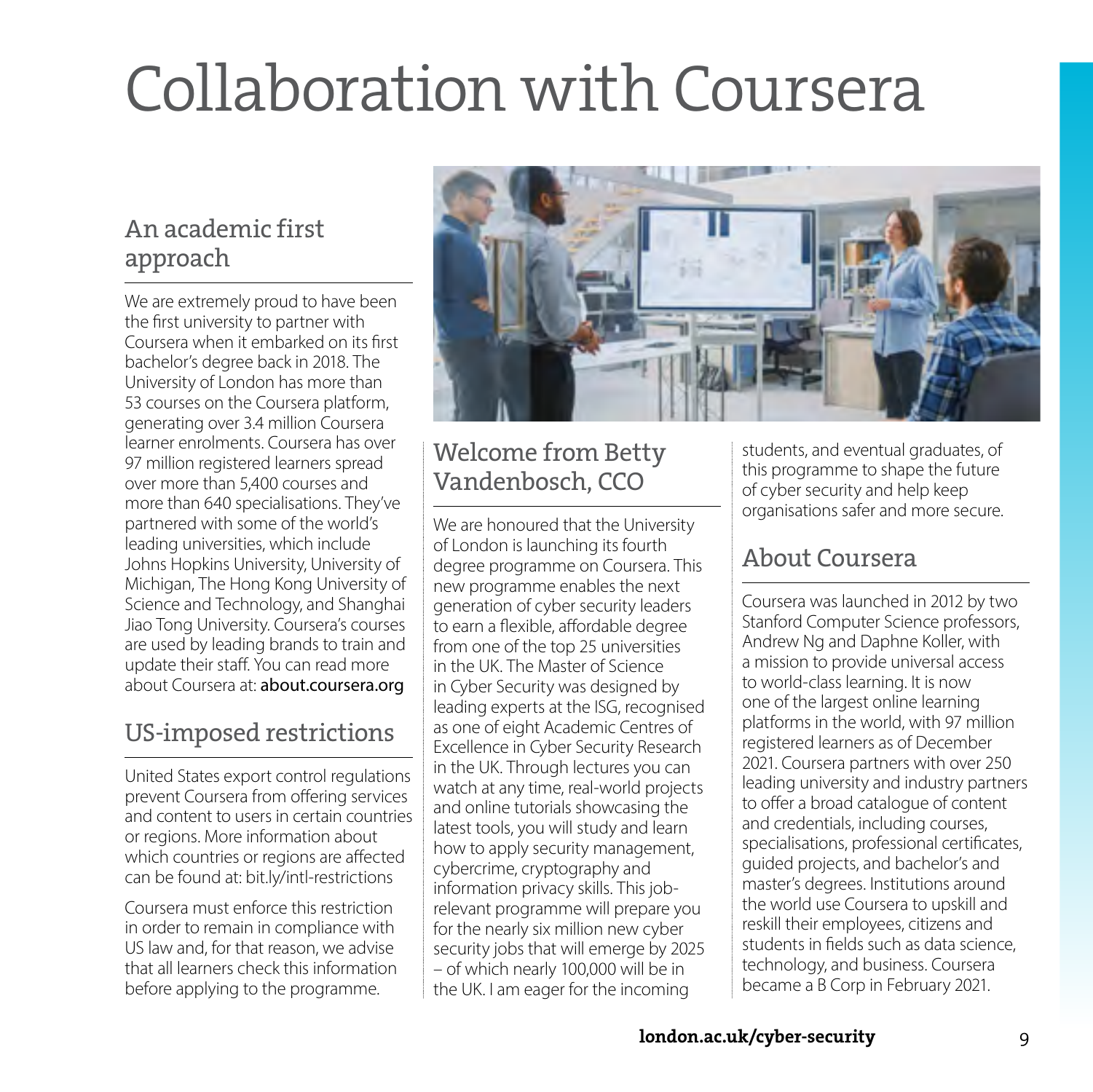# Collaboration with Coursera

## An academic first approach

We are extremely proud to have been the first university to partner with Coursera when it embarked on its first bachelor's degree back in 2018. The University of London has more than 53 courses on the Coursera platform, generating over 3.4 million Coursera learner enrolments. Coursera has over 97 million registered learners spread over more than 5,400 courses and more than 640 specialisations. They've partnered with some of the world's leading universities, which include Johns Hopkins University, University of Michigan, The Hong Kong University of Science and Technology, and Shanghai Jiao Tong University. Coursera's courses are used by leading brands to train and update their staff. You can read more about Coursera at: about.coursera.org

## US-imposed restrictions

United States export control regulations prevent Coursera from offering services and content to users in certain countries or regions. More information about which countries or regions are affected can be found at: bit.ly/intl-restrictions

Coursera must enforce this restriction in order to remain in compliance with US law and, for that reason, we advise that all learners check this information before applying to the programme.

## Welcome from Betty Vandenbosch, CCO

We are honoured that the University of London is launching its fourth degree programme on Coursera. This new programme enables the next generation of cyber security leaders to earn a flexible, affordable degree from one of the top 25 universities in the UK. The Master of Science in Cyber Security was designed by leading experts at the ISG, recognised as one of eight Academic Centres of Excellence in Cyber Security Research in the UK. Through lectures you can watch at any time, real-world projects and online tutorials showcasing the latest tools, you will study and learn how to apply security management, cybercrime, cryptography and information privacy skills. This job-relevant programme will prepare you for the nearly six million new cyber security jobs that will emerge by 2025 – of which nearly 100,000 will be in the UK. I am eager for the incoming students, and eventual graduates, of this programme to shape the future of cyber security and help keep organisations safer and more secure.

## About Coursera

Coursera was launched in 2012 by two Stanford Computer Science professors, Andrew Ng and Daphne Koller, with a mission to provide universal access to world-class learning. It is now one of the largest online learning platforms in the world, with 97 million registered learners as of December 2021. Coursera partners with over 250 leading university and industry partners to offer a broad catalogue of content and credentials, including courses, specialisations, professional certificates, guided projects, and bachelor's and master's degrees. Institutions around the world use Coursera to upskill and reskill their employees, citizens and students in fields such as data science, technology, and business. Coursera became a B Corp in February 2021.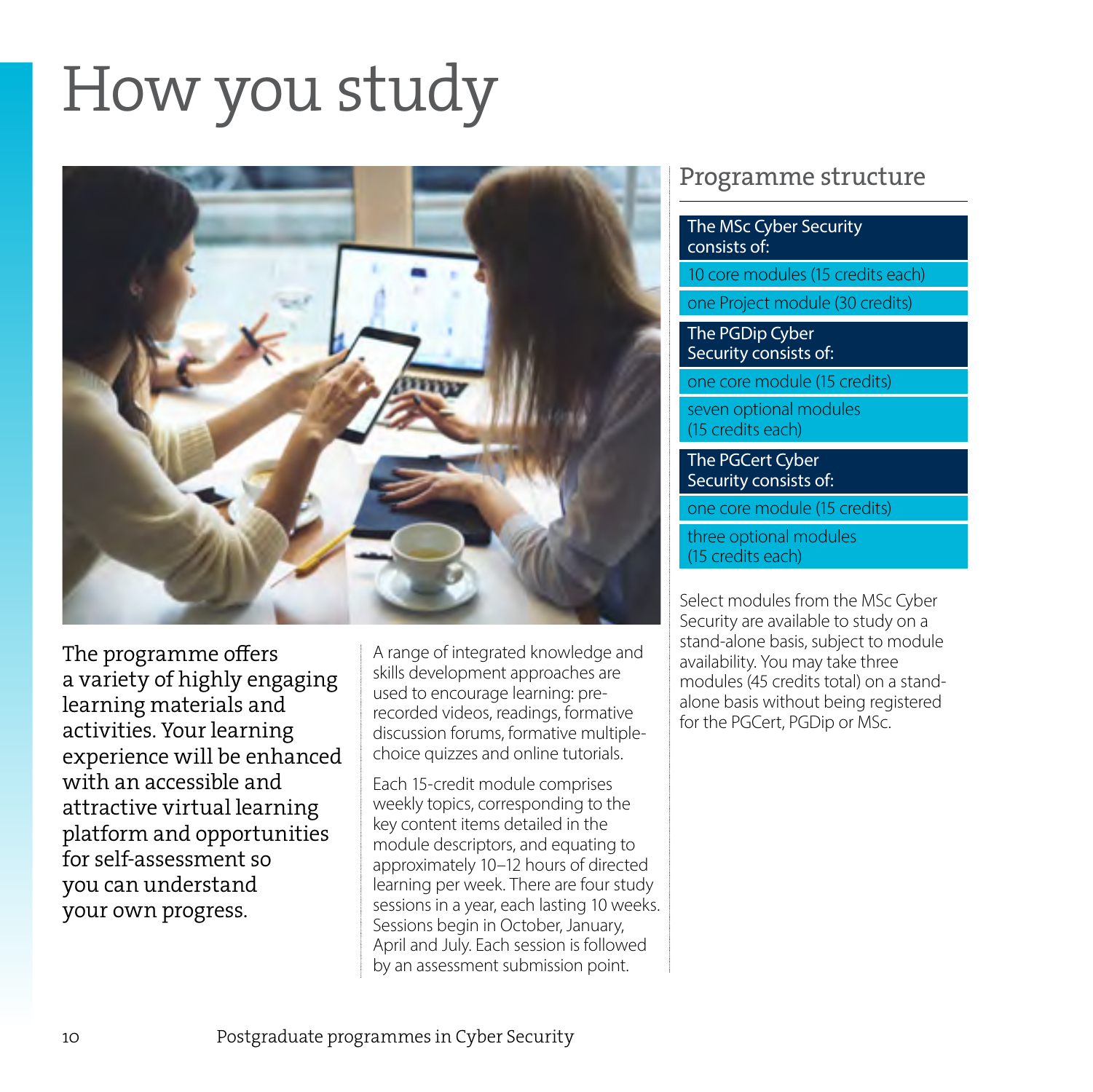# How you study

The programme offers a variety of highly engaging learning materials and activities. Your learning experience will be enhanced with an accessible and attractive virtual learning platform and opportunities for self-assessment so you can understand your own progress.

A range of integrated knowledge and skills development approaches are used to encourage learning: pre-recorded videos, readings, formative discussion forums, formative multiple-choice quizzes and online tutorials.

Each 15-credit module comprises weekly topics, corresponding to the key content items detailed in the module descriptors, and equating to approximately 10–12 hours of directed learning per week. There are four study sessions in a year, each lasting 10 weeks. Sessions begin in October, January, April and July. Each session is followed by an assessment submission point.

## Programme structure

**The MSc Cyber Security consists of:**

- 10 core modules (15 credits each)
- one Project module (30 credits)

**The PGDip Cyber Security consists of:**

- one core module (15 credits)
- seven optional modules (15 credits each)

**The PGCert Cyber Security consists of:**

- one core module (15 credits)
- three optional modules (15 credits each)

Select modules from the MSc Cyber Security are available to study on a stand-alone basis, subject to module availability. You may take three modules (45 credits total) on a stand-alone basis without being registered for the PGCert, PGDip or MSc.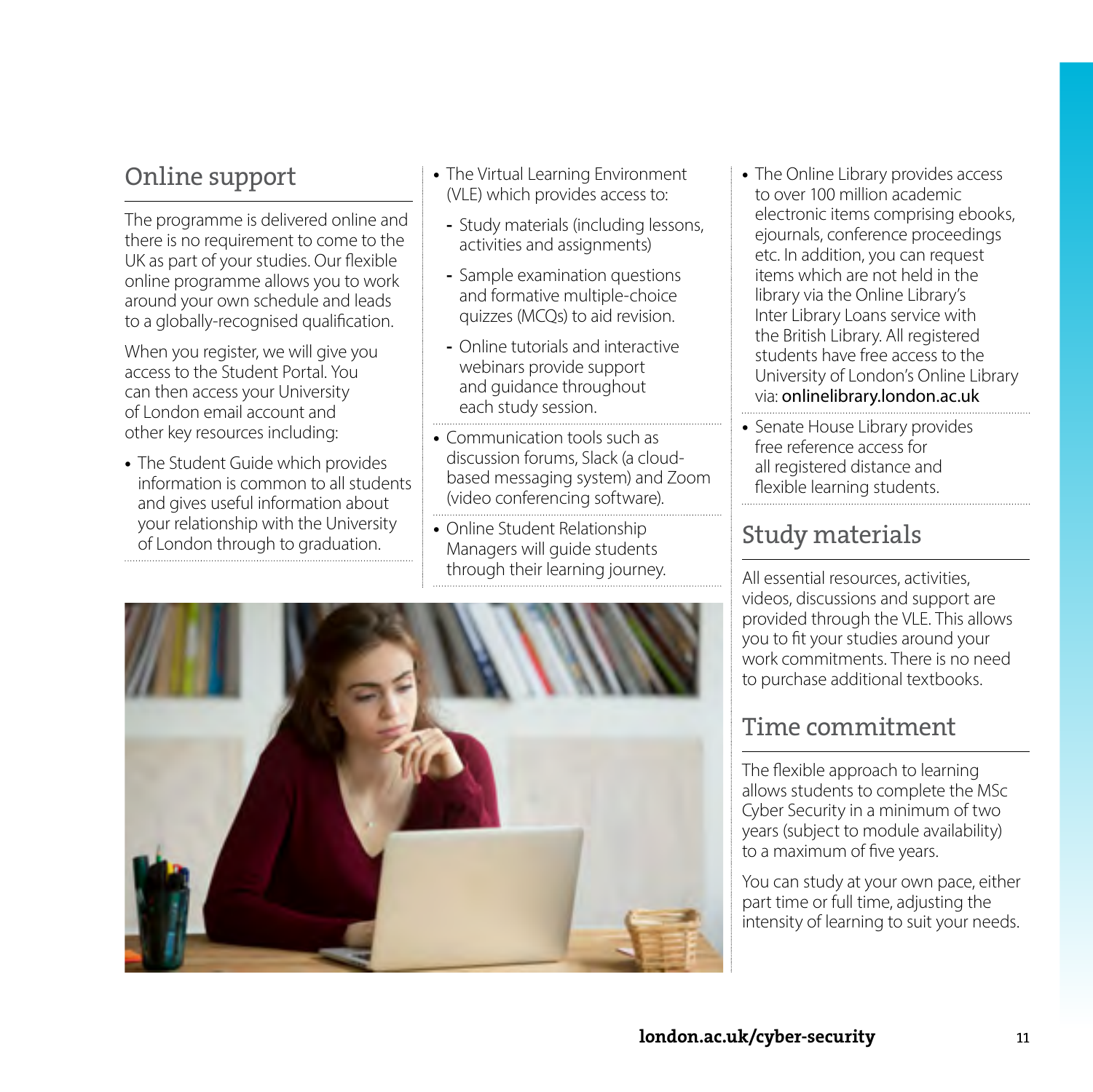## Online support

The programme is delivered online and there is no requirement to come to the UK as part of your studies. Our flexible online programme allows you to work around your own schedule and leads to a globally-recognised qualification.

When you register, we will give you access to the Student Portal. You can then access your University of London email account and other key resources including:

- The Student Guide which provides information is common to all students and gives useful information about your relationship with the University of London through to graduation.
- The Virtual Learning Environment (VLE) which provides access to:
  - Study materials (including lessons, activities and assignments)
  - Sample examination questions and formative multiple-choice quizzes (MCQs) to aid revision.
  - Online tutorials and interactive webinars provide support and guidance throughout each study session.
- Communication tools such as discussion forums, Slack (a cloud-based messaging system) and Zoom (video conferencing software).
- Online Student Relationship Managers will guide students through their learning journey.
- The Online Library provides access to over 100 million academic electronic items comprising ebooks, ejournals, conference proceedings etc. In addition, you can request items which are not held in the library via the Online Library's Inter Library Loans service with the British Library. All registered students have free access to the University of London's Online Library via: **onlinelibrary.london.ac.uk**
- Senate House Library provides free reference access for all registered distance and flexible learning students.

## Study materials

All essential resources, activities, videos, discussions and support are provided through the VLE. This allows you to fit your studies around your work commitments. There is no need to purchase additional textbooks.

## Time commitment

The flexible approach to learning allows students to complete the MSc Cyber Security in a minimum of two years (subject to module availability) to a maximum of five years.

You can study at your own pace, either part time or full time, adjusting the intensity of learning to suit your needs.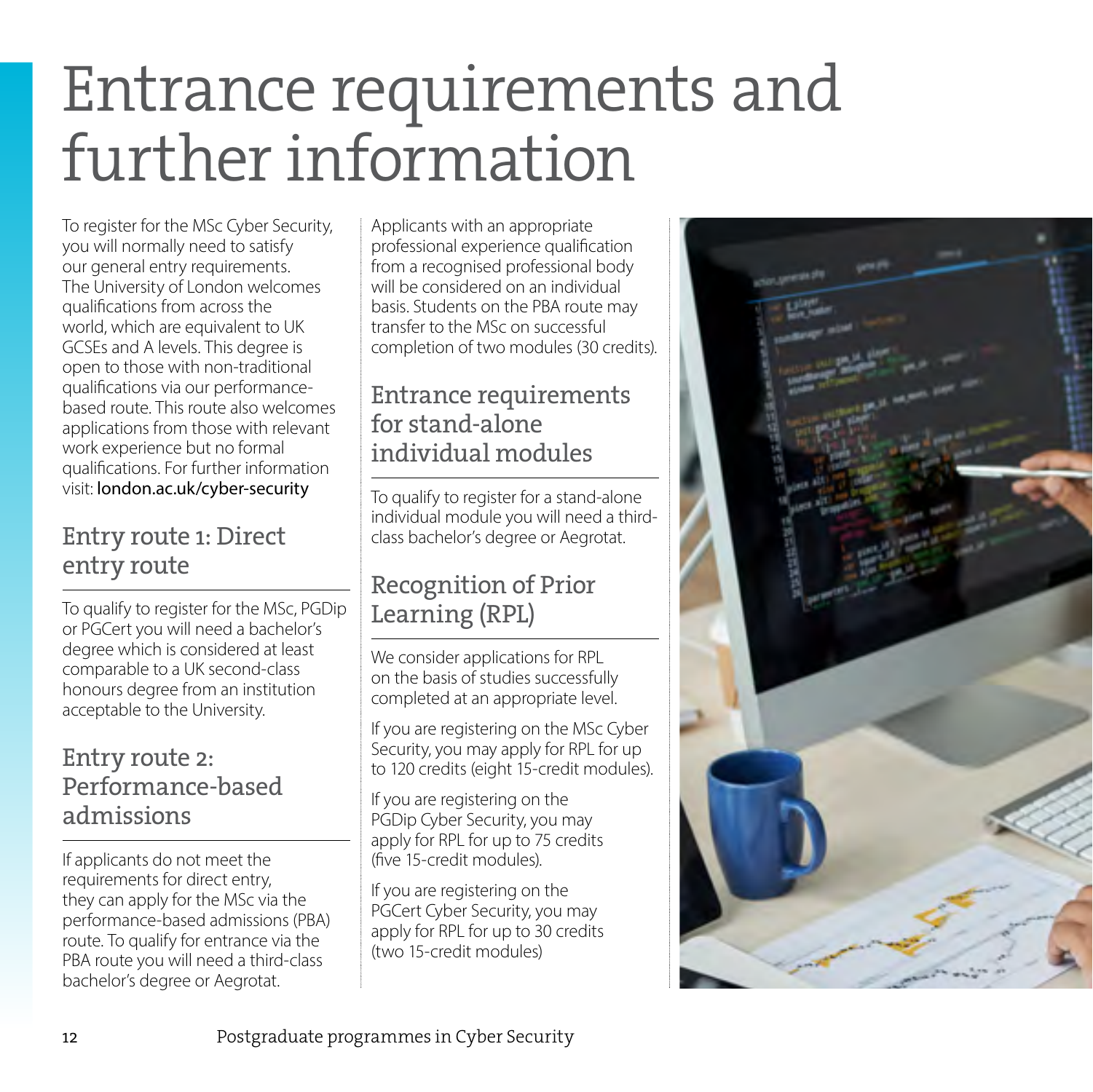# Entrance requirements and further information

To register for the MSc Cyber Security, you will normally need to satisfy our general entry requirements. The University of London welcomes qualifications from across the world, which are equivalent to UK GCSEs and A levels. This degree is open to those with non-traditional qualifications via our performance-based route. This route also welcomes applications from those with relevant work experience but no formal qualifications. For further information visit: london.ac.uk/cyber-security

## Entry route 1: Direct entry route

To qualify to register for the MSc, PGDip or PGCert you will need a bachelor's degree which is considered at least comparable to a UK second-class honours degree from an institution acceptable to the University.

## Entry route 2: Performance-based admissions

If applicants do not meet the requirements for direct entry, they can apply for the MSc via the performance-based admissions (PBA) route. To qualify for entrance via the PBA route you will need a third-class bachelor's degree or Aegrotat.

Applicants with an appropriate professional experience qualification from a recognised professional body will be considered on an individual basis. Students on the PBA route may transfer to the MSc on successful completion of two modules (30 credits).

## Entrance requirements for stand-alone individual modules

To qualify to register for a stand-alone individual module you will need a third-class bachelor's degree or Aegrotat.

## Recognition of Prior Learning (RPL)

We consider applications for RPL on the basis of studies successfully completed at an appropriate level.

If you are registering on the MSc Cyber Security, you may apply for RPL for up to 120 credits (eight 15-credit modules).

If you are registering on the PGDip Cyber Security, you may apply for RPL for up to 75 credits (five 15-credit modules).

If you are registering on the PGCert Cyber Security, you may apply for RPL for up to 30 credits (two 15-credit modules)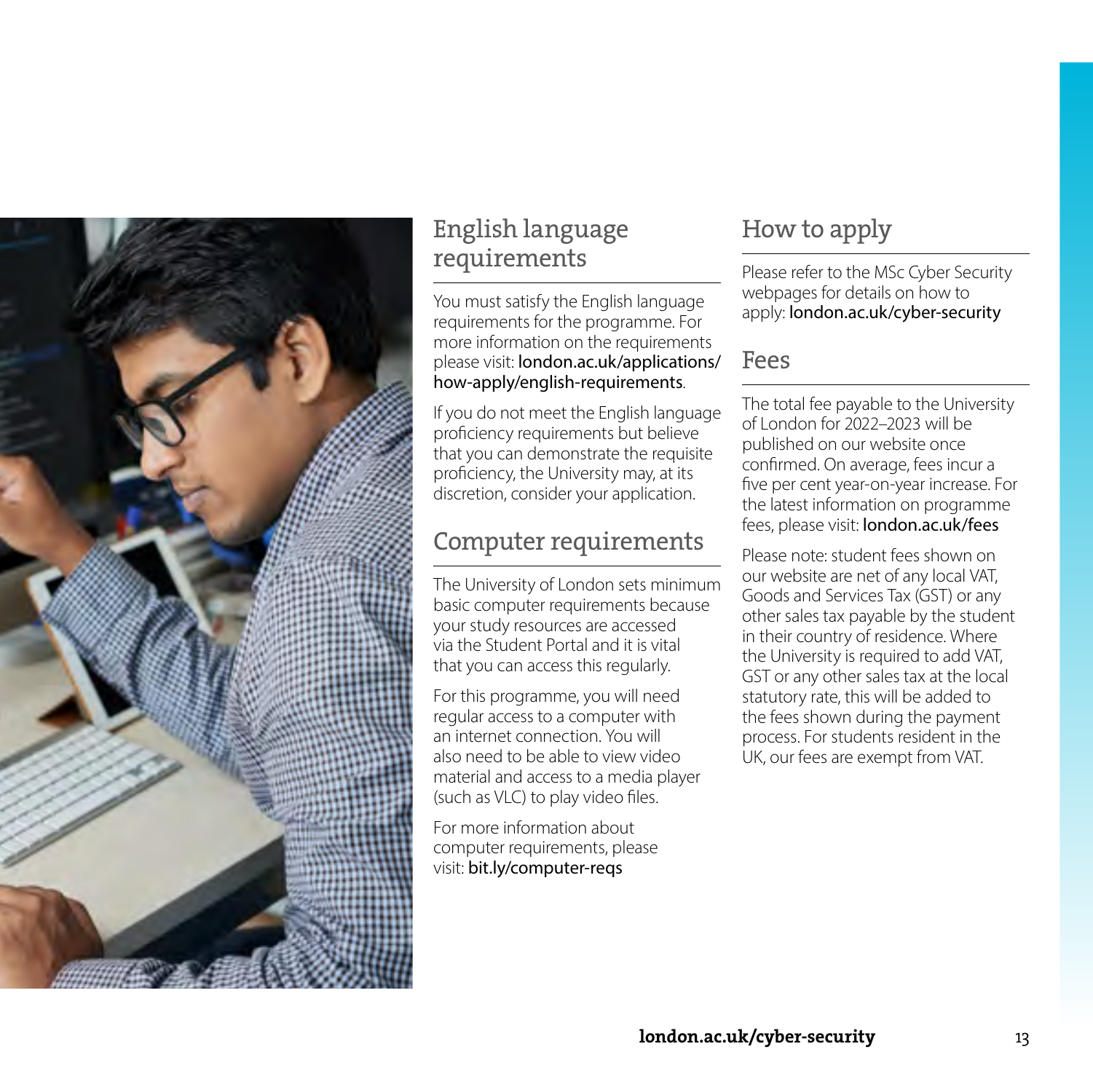## English language requirements

You must satisfy the English language requirements for the programme. For more information on the requirements please visit: london.ac.uk/applications/how-apply/english-requirements.

If you do not meet the English language proficiency requirements but believe that you can demonstrate the requisite proficiency, the University may, at its discretion, consider your application.

## Computer requirements

The University of London sets minimum basic computer requirements because your study resources are accessed via the Student Portal and it is vital that you can access this regularly.

For this programme, you will need regular access to a computer with an internet connection. You will also need to be able to view video material and access to a media player (such as VLC) to play video files.

For more information about computer requirements, please visit: bit.ly/computer-reqs

## How to apply

Please refer to the MSc Cyber Security webpages for details on how to apply: london.ac.uk/cyber-security

## Fees

The total fee payable to the University of London for 2022–2023 will be published on our website once confirmed. On average, fees incur a five per cent year-on-year increase. For the latest information on programme fees, please visit: london.ac.uk/fees

Please note: student fees shown on our website are net of any local VAT, Goods and Services Tax (GST) or any other sales tax payable by the student in their country of residence. Where the University is required to add VAT, GST or any other sales tax at the local statutory rate, this will be added to the fees shown during the payment process. For students resident in the UK, our fees are exempt from VAT.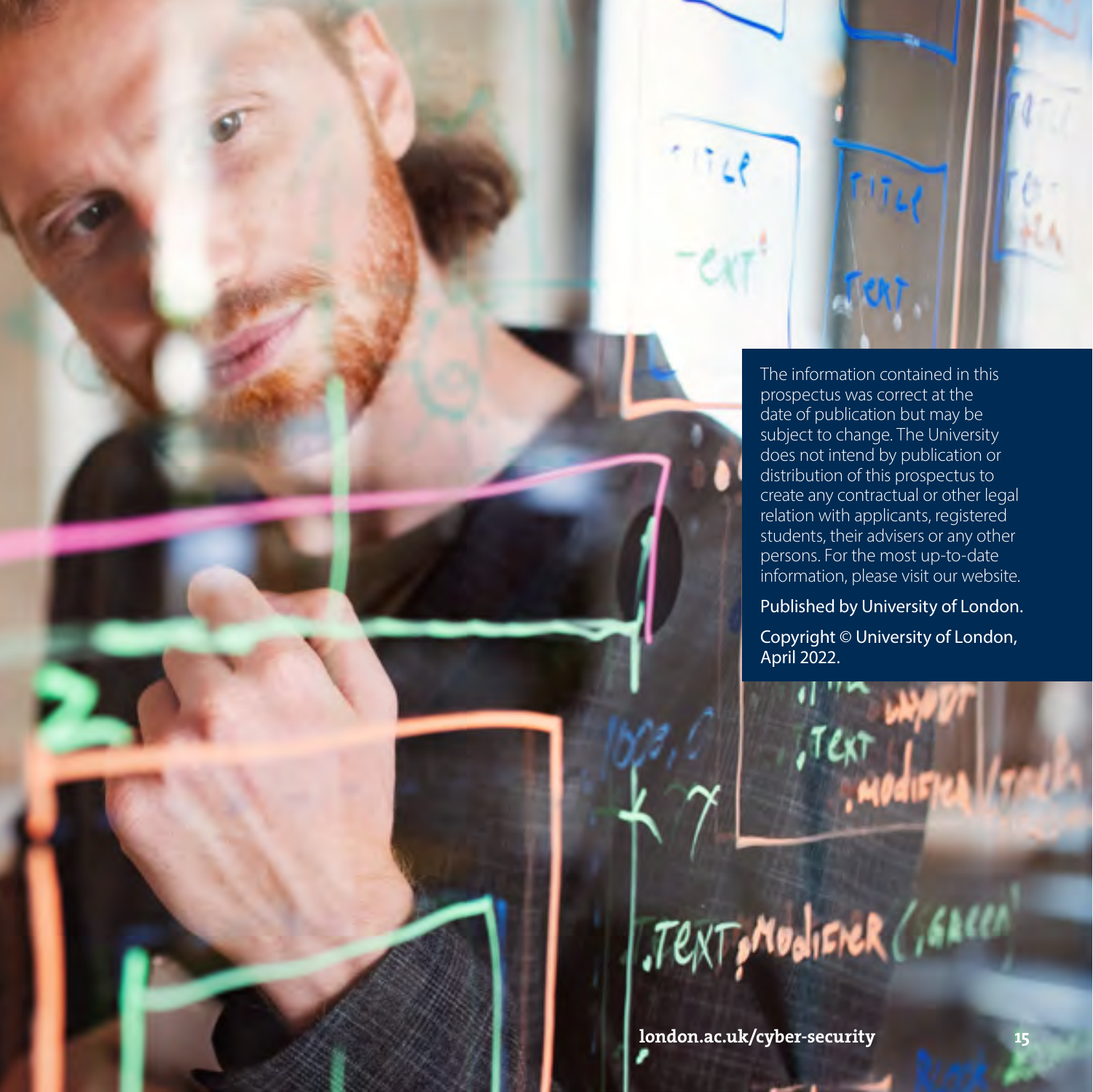The information contained in this prospectus was correct at the date of publication but may be subject to change. The University does not intend by publication or distribution of this prospectus to create any contractual or other legal relation with applicants, registered students, their advisers or any other persons. For the most up-to-date information, please visit our website.

Published by University of London.

Copyright © University of London, April 2022.

**london.ac.uk/cyber-security**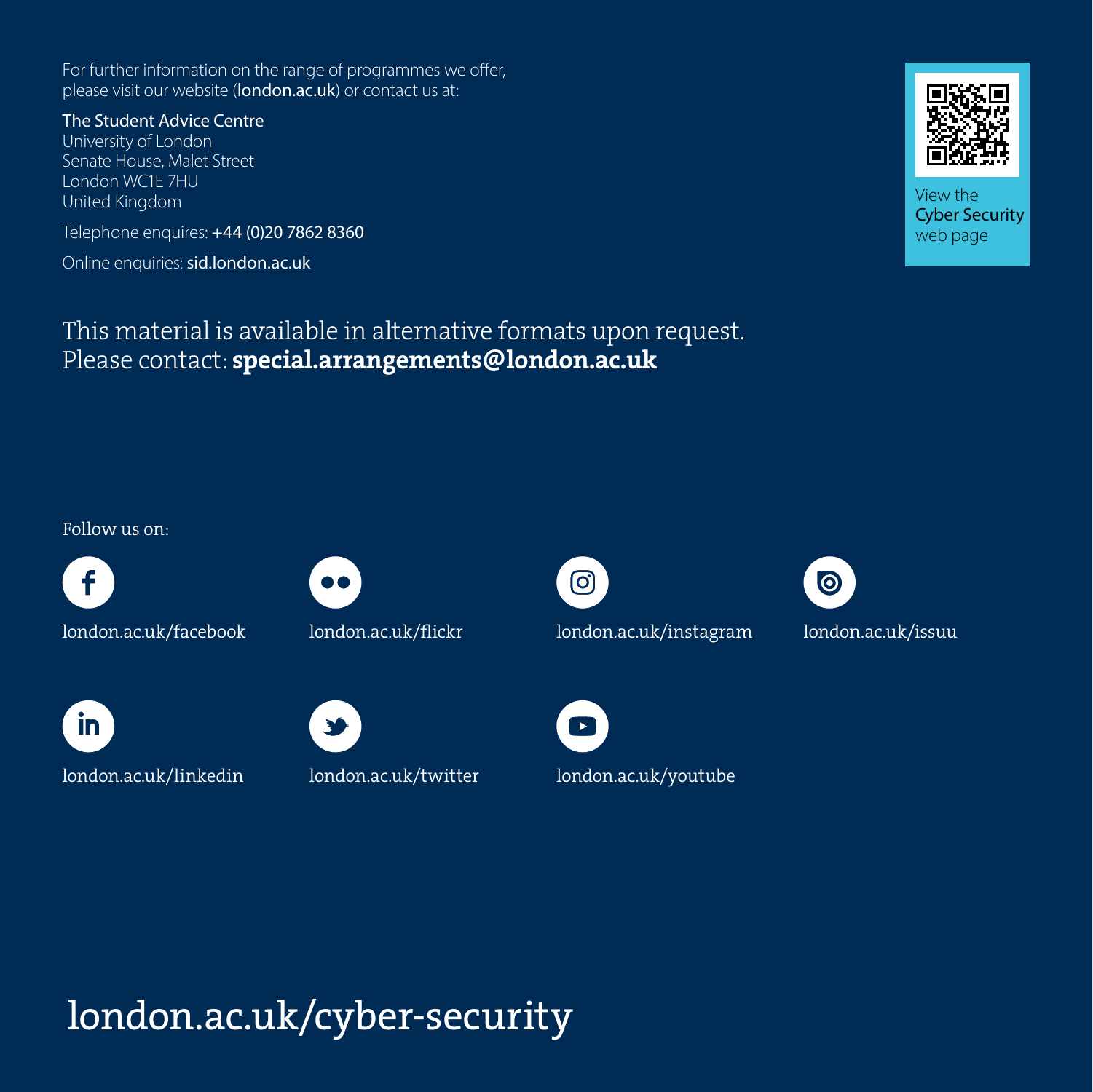For further information on the range of programmes we offer, please visit our website (**london.ac.uk**) or contact us at:

**The Student Advice Centre**
University of London
Senate House, Malet Street
London WC1E 7HU
United Kingdom

Telephone enquires: **+44 (0)20 7862 8360**

Online enquiries: **sid.london.ac.uk**

View the **Cyber Security** web page

This material is available in alternative formats upon request.
Please contact: **special.arrangements@london.ac.uk**

Follow us on:

london.ac.uk/facebook

london.ac.uk/flickr

london.ac.uk/instagram

london.ac.uk/issuu

london.ac.uk/linkedin

london.ac.uk/twitter

london.ac.uk/youtube

london.ac.uk/cyber-security